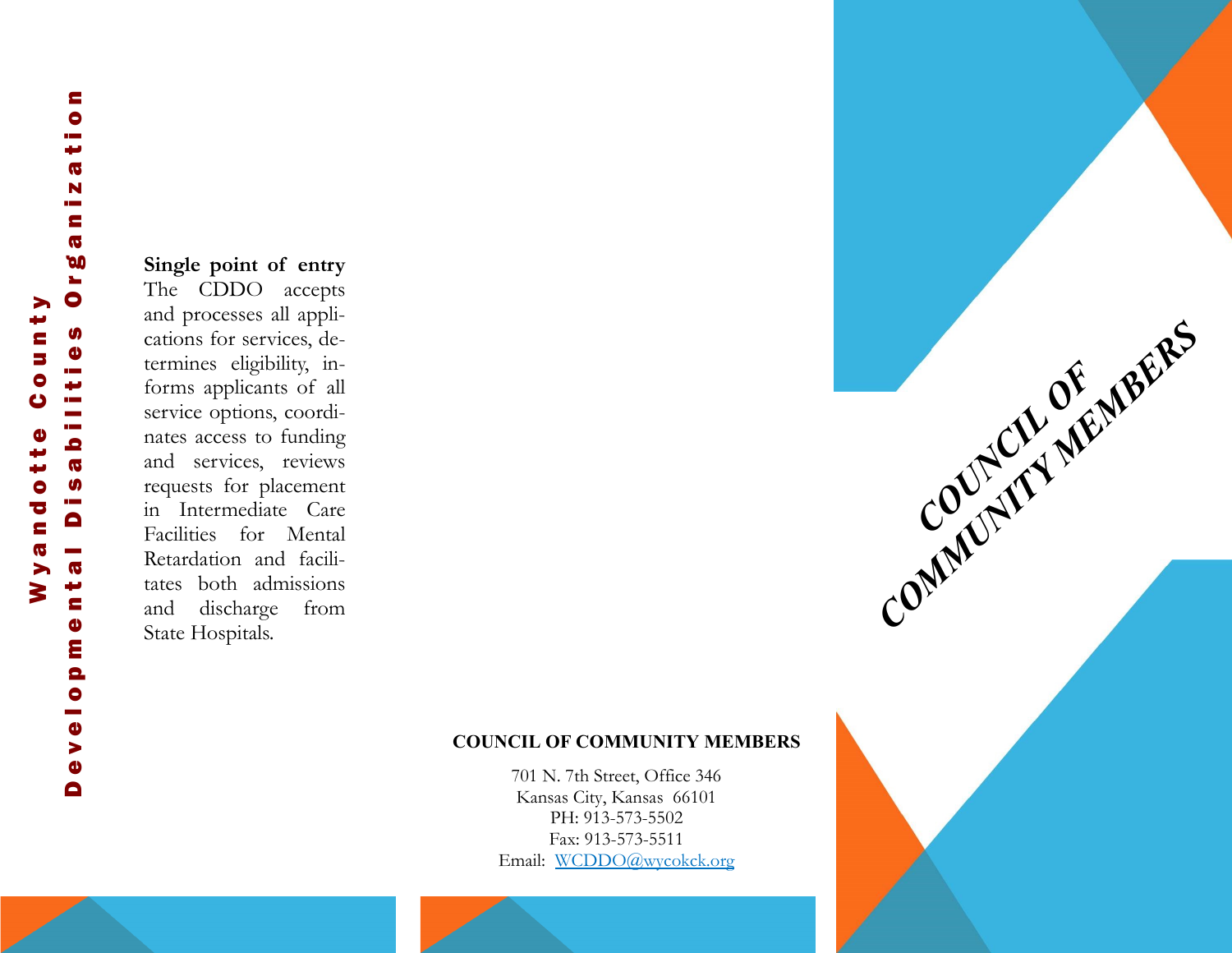Wyandotte County
Developmental Disabilities Organization

**Single point of entry**
The CDDO accepts and processes all applications for services, determines eligibility, informs applicants of all service options, coordinates access to funding and services, reviews requests for placement in Intermediate Care Facilities for Mental Retardation and facilitates both admissions and discharge from State Hospitals.

**COUNCIL OF COMMUNITY MEMBERS**

701 N. 7th Street, Office 346
Kansas City, Kansas 66101
PH: 913-573-5502
Fax: 913-573-5511
Email: WCDDO@wycokck.org

# COUNCIL OF COMMUNITY MEMBERS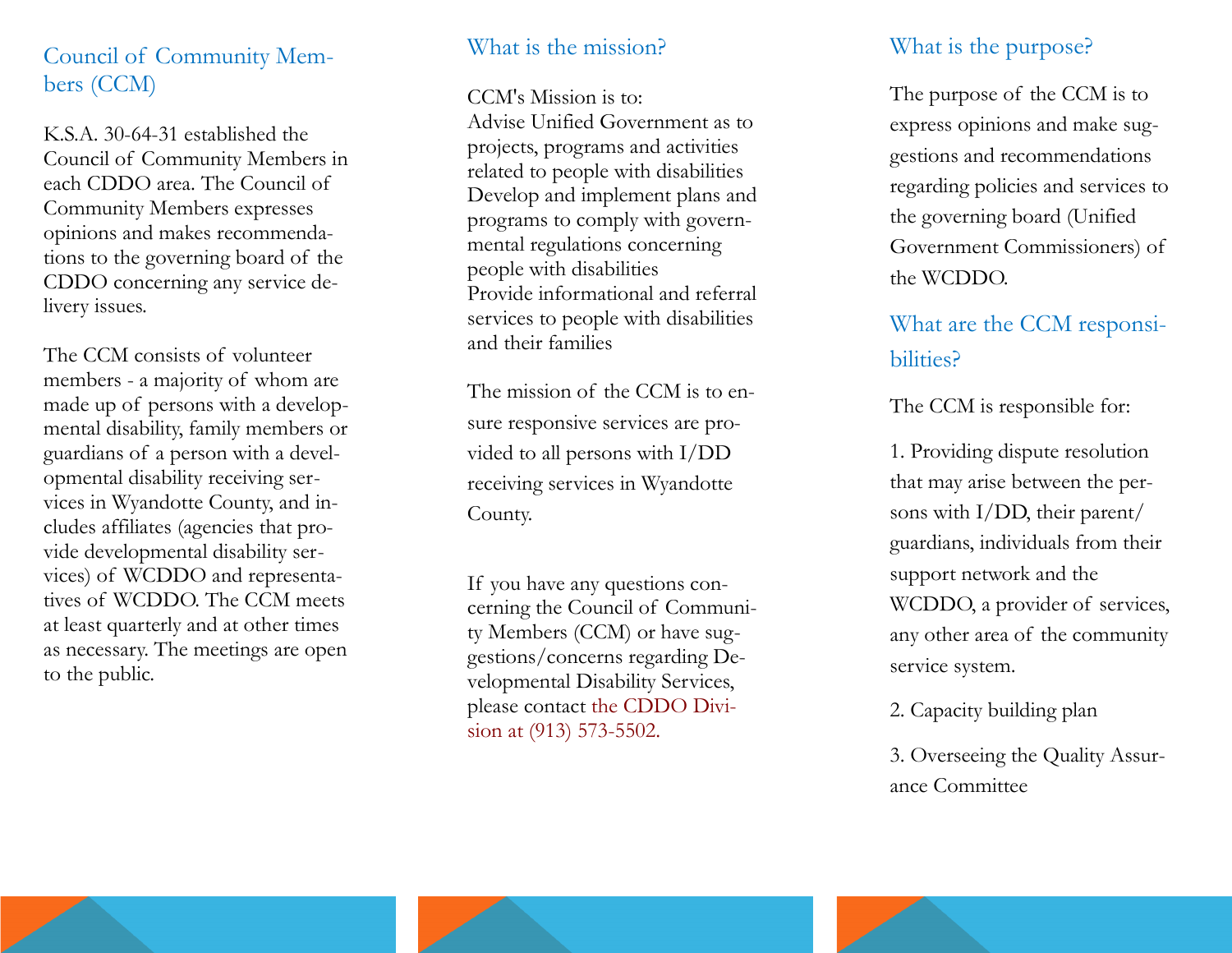## Council of Community Members (CCM)

K.S.A. 30-64-31 established the Council of Community Members in each CDDO area. The Council of Community Members expresses opinions and makes recommendations to the governing board of the CDDO concerning any service delivery issues.

The CCM consists of volunteer members - a majority of whom are made up of persons with a developmental disability, family members or guardians of a person with a developmental disability receiving services in Wyandotte County, and includes affiliates (agencies that provide developmental disability services) of WCDDO and representatives of WCDDO. The CCM meets at least quarterly and at other times as necessary. The meetings are open to the public.

## What is the mission?

CCM's Mission is to:
Advise Unified Government as to projects, programs and activities related to people with disabilities
Develop and implement plans and programs to comply with governmental regulations concerning people with disabilities
Provide informational and referral services to people with disabilities and their families

The mission of the CCM is to ensure responsive services are provided to all persons with I/DD receiving services in Wyandotte County.

If you have any questions concerning the Council of Community Members (CCM) or have suggestions/concerns regarding Developmental Disability Services, please contact the CDDO Division at (913) 573-5502.

## What is the purpose?

The purpose of the CCM is to express opinions and make suggestions and recommendations regarding policies and services to the governing board (Unified Government Commissioners) of the WCDDO.

## What are the CCM responsibilities?

The CCM is responsible for:

1. Providing dispute resolution that may arise between the persons with I/DD, their parent/ guardians, individuals from their support network and the WCDDO, a provider of services, any other area of the community service system.

2. Capacity building plan

3. Overseeing the Quality Assurance Committee